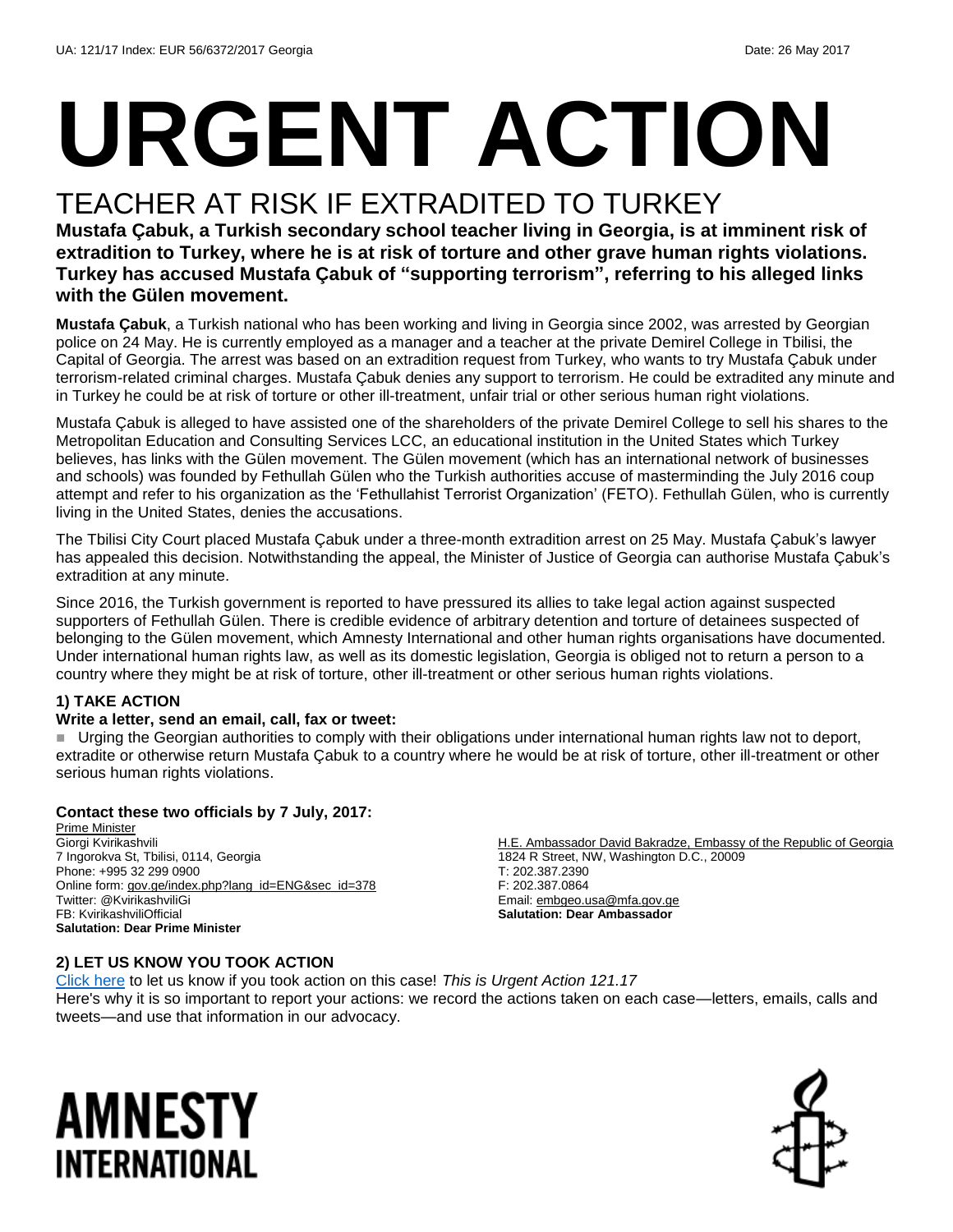UA: 121/17 Index: EUR 56/6372/2017 Georgia Date: 26 May 2017

# URGENT ACTION

## TEACHER AT RISK IF EXTRADITED TO TURKEY

**Mustafa Çabuk, a Turkish secondary school teacher living in Georgia, is at imminent risk of extradition to Turkey, where he is at risk of torture and other grave human rights violations. Turkey has accused Mustafa Çabuk of "supporting terrorism", referring to his alleged links with the Gülen movement.**

**Mustafa Çabuk**, a Turkish national who has been working and living in Georgia since 2002, was arrested by Georgian police on 24 May. He is currently employed as a manager and a teacher at the private Demirel College in Tbilisi, the Capital of Georgia. The arrest was based on an extradition request from Turkey, who wants to try Mustafa Çabuk under terrorism-related criminal charges. Mustafa Çabuk denies any support to terrorism. He could be extradited any minute and in Turkey he could be at risk of torture or other ill-treatment, unfair trial or other serious human right violations.

Mustafa Çabuk is alleged to have assisted one of the shareholders of the private Demirel College to sell his shares to the Metropolitan Education and Consulting Services LCC, an educational institution in the United States which Turkey believes, has links with the Gülen movement. The Gülen movement (which has an international network of businesses and schools) was founded by Fethullah Gülen who the Turkish authorities accuse of masterminding the July 2016 coup attempt and refer to his organization as the 'Fethullahist Terrorist Organization' (FETO). Fethullah Gülen, who is currently living in the United States, denies the accusations.

The Tbilisi City Court placed Mustafa Çabuk under a three-month extradition arrest on 25 May. Mustafa Çabuk's lawyer has appealed this decision. Notwithstanding the appeal, the Minister of Justice of Georgia can authorise Mustafa Çabuk's extradition at any minute.

Since 2016, the Turkish government is reported to have pressured its allies to take legal action against suspected supporters of Fethullah Gülen. There is credible evidence of arbitrary detention and torture of detainees suspected of belonging to the Gülen movement, which Amnesty International and other human rights organisations have documented. Under international human rights law, as well as its domestic legislation, Georgia is obliged not to return a person to a country where they might be at risk of torture, other ill-treatment or other serious human rights violations.

### 1) TAKE ACTION

**Write a letter, send an email, call, fax or tweet:**

- Urging the Georgian authorities to comply with their obligations under international human rights law not to deport, extradite or otherwise return Mustafa Çabuk to a country where he would be at risk of torture, other ill-treatment or other serious human rights violations.

**Contact these two officials by 7 July, 2017:**

Prime Minister
Giorgi Kvirikashvili
7 Ingorokva St, Tbilisi, 0114, Georgia
Phone: +995 32 299 0900
Online form: gov.ge/index.php?lang_id=ENG&sec_id=378
Twitter: @KvirikashviliGi
FB: KvirikashviliOfficial
**Salutation: Dear Prime Minister**

H.E. Ambassador David Bakradze, Embassy of the Republic of Georgia
1824 R Street, NW, Washington D.C., 20009
T: 202.387.2390
F: 202.387.0864
Email: embgeo.usa@mfa.gov.ge
**Salutation: Dear Ambassador**

### 2) LET US KNOW YOU TOOK ACTION

Click here to let us know if you took action on this case! *This is Urgent Action 121.17*
Here's why it is so important to report your actions: we record the actions taken on each case—letters, emails, calls and tweets—and use that information in our advocacy.

AMNESTY INTERNATIONAL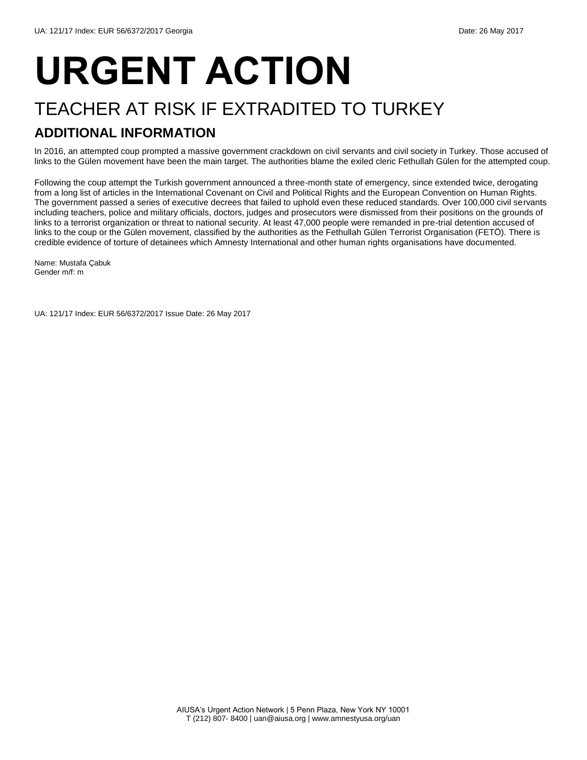# URGENT ACTION

## TEACHER AT RISK IF EXTRADITED TO TURKEY

### ADDITIONAL INFORMATION

In 2016, an attempted coup prompted a massive government crackdown on civil servants and civil society in Turkey. Those accused of links to the Gülen movement have been the main target. The authorities blame the exiled cleric Fethullah Gülen for the attempted coup.

Following the coup attempt the Turkish government announced a three-month state of emergency, since extended twice, derogating from a long list of articles in the International Covenant on Civil and Political Rights and the European Convention on Human Rights. The government passed a series of executive decrees that failed to uphold even these reduced standards. Over 100,000 civil servants including teachers, police and military officials, doctors, judges and prosecutors were dismissed from their positions on the grounds of links to a terrorist organization or threat to national security. At least 47,000 people were remanded in pre-trial detention accused of links to the coup or the Gülen movement, classified by the authorities as the Fethullah Gülen Terrorist Organisation (FETÖ). There is credible evidence of torture of detainees which Amnesty International and other human rights organisations have documented.

Name: Mustafa Çabuk
Gender m/f: m

UA: 121/17 Index: EUR 56/6372/2017 Issue Date: 26 May 2017